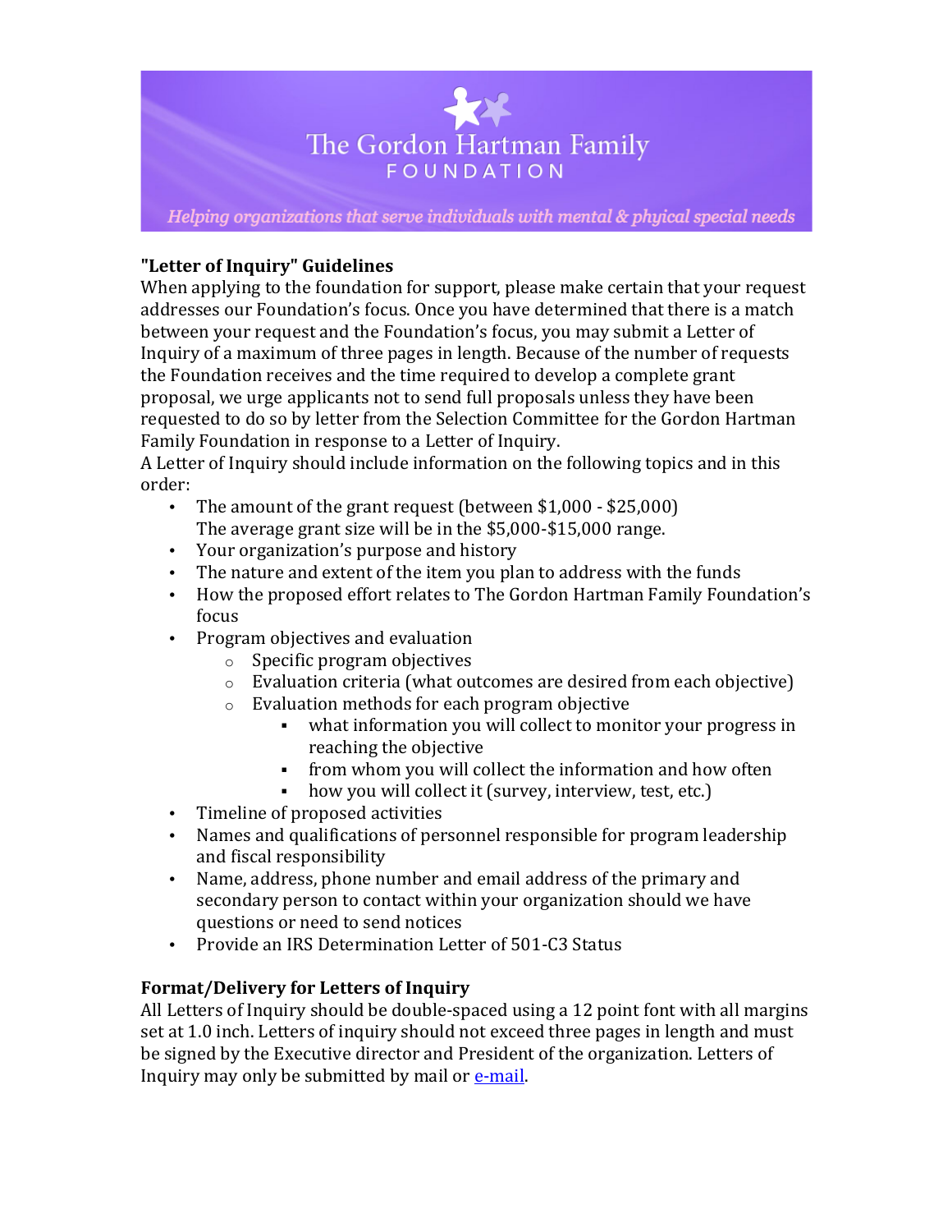# The Gordon Hartman Family FOUNDATION

*Helping organizations that serve individuals with mental & phyical special needs*

**"Letter of Inquiry" Guidelines**

When applying to the foundation for support, please make certain that your request addresses our Foundation's focus. Once you have determined that there is a match between your request and the Foundation's focus, you may submit a Letter of Inquiry of a maximum of three pages in length. Because of the number of requests the Foundation receives and the time required to develop a complete grant proposal, we urge applicants not to send full proposals unless they have been requested to do so by letter from the Selection Committee for the Gordon Hartman Family Foundation in response to a Letter of Inquiry.

A Letter of Inquiry should include information on the following topics and in this order:

- The amount of the grant request (between $1,000 - $25,000)
  The average grant size will be in the $5,000-$15,000 range.
- Your organization's purpose and history
- The nature and extent of the item you plan to address with the funds
- How the proposed effort relates to The Gordon Hartman Family Foundation's focus
- Program objectives and evaluation
  - Specific program objectives
  - Evaluation criteria (what outcomes are desired from each objective)
  - Evaluation methods for each program objective
    - what information you will collect to monitor your progress in reaching the objective
    - from whom you will collect the information and how often
    - how you will collect it (survey, interview, test, etc.)
- Timeline of proposed activities
- Names and qualifications of personnel responsible for program leadership and fiscal responsibility
- Name, address, phone number and email address of the primary and secondary person to contact within your organization should we have questions or need to send notices
- Provide an IRS Determination Letter of 501-C3 Status

**Format/Delivery for Letters of Inquiry**

All Letters of Inquiry should be double-spaced using a 12 point font with all margins set at 1.0 inch. Letters of inquiry should not exceed three pages in length and must be signed by the Executive director and President of the organization. Letters of Inquiry may only be submitted by mail or e-mail.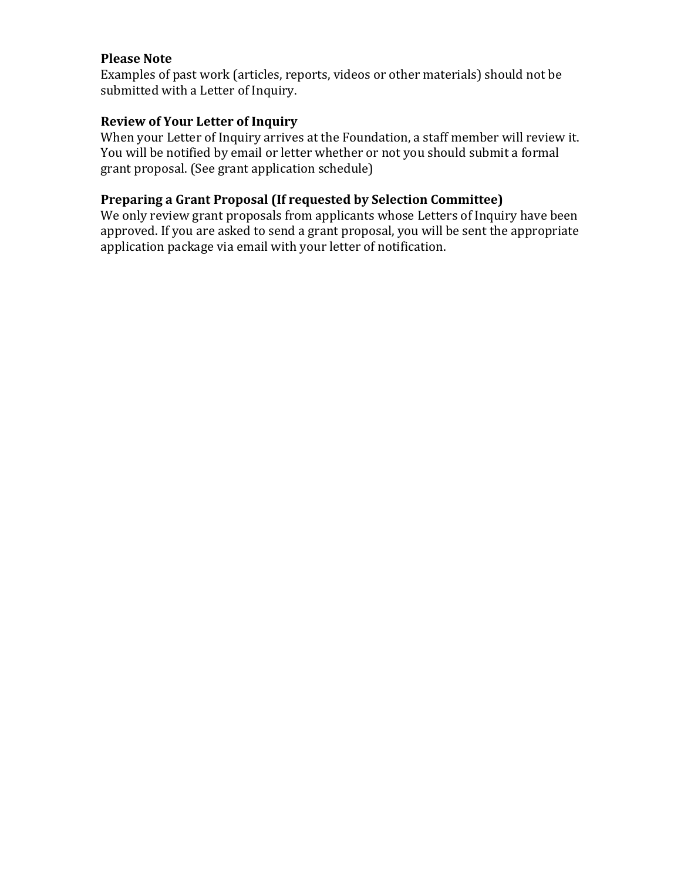**Please Note**
Examples of past work (articles, reports, videos or other materials) should not be submitted with a Letter of Inquiry.

**Review of Your Letter of Inquiry**
When your Letter of Inquiry arrives at the Foundation, a staff member will review it. You will be notified by email or letter whether or not you should submit a formal grant proposal. (See grant application schedule)

**Preparing a Grant Proposal (If requested by Selection Committee)**
We only review grant proposals from applicants whose Letters of Inquiry have been approved. If you are asked to send a grant proposal, you will be sent the appropriate application package via email with your letter of notification.